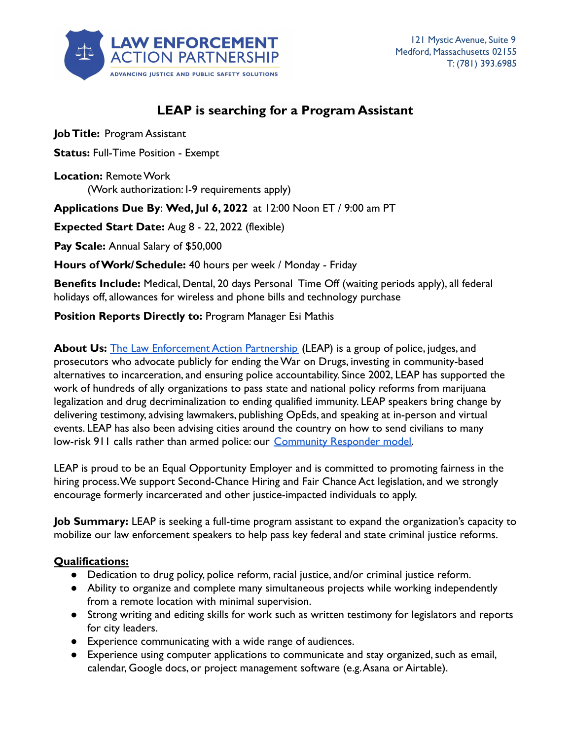LAW ENFORCEMENT ACTION PARTNERSHIP
ADVANCING JUSTICE AND PUBLIC SAFETY SOLUTIONS

121 Mystic Avenue, Suite 9
Medford, Massachusetts 02155
T: (781) 393.6985

# LEAP is searching for a Program Assistant

**Job Title:** Program Assistant

**Status:** Full-Time Position - Exempt

**Location:** Remote Work
(Work authorization: I-9 requirements apply)

**Applications Due By**: **Wed, Jul 6, 2022** at 12:00 Noon ET / 9:00 am PT

**Expected Start Date:** Aug 8 - 22, 2022 (flexible)

**Pay Scale:** Annual Salary of $50,000

**Hours of Work/ Schedule:** 40 hours per week / Monday - Friday

**Benefits Include:** Medical, Dental, 20 days Personal Time Off (waiting periods apply), all federal holidays off, allowances for wireless and phone bills and technology purchase

**Position Reports Directly to:** Program Manager Esi Mathis

**About Us:** [The Law Enforcement Action Partnership](#) (LEAP) is a group of police, judges, and prosecutors who advocate publicly for ending the War on Drugs, investing in community-based alternatives to incarceration, and ensuring police accountability. Since 2002, LEAP has supported the work of hundreds of ally organizations to pass state and national policy reforms from marijuana legalization and drug decriminalization to ending qualified immunity. LEAP speakers bring change by delivering testimony, advising lawmakers, publishing OpEds, and speaking at in-person and virtual events. LEAP has also been advising cities around the country on how to send civilians to many low-risk 911 calls rather than armed police: our [Community Responder model](#).

LEAP is proud to be an Equal Opportunity Employer and is committed to promoting fairness in the hiring process. We support Second-Chance Hiring and Fair Chance Act legislation, and we strongly encourage formerly incarcerated and other justice-impacted individuals to apply.

**Job Summary:** LEAP is seeking a full-time program assistant to expand the organization's capacity to mobilize our law enforcement speakers to help pass key federal and state criminal justice reforms.

## Qualifications:

- Dedication to drug policy, police reform, racial justice, and/or criminal justice reform.
- Ability to organize and complete many simultaneous projects while working independently from a remote location with minimal supervision.
- Strong writing and editing skills for work such as written testimony for legislators and reports for city leaders.
- Experience communicating with a wide range of audiences.
- Experience using computer applications to communicate and stay organized, such as email, calendar, Google docs, or project management software (e.g. Asana or Airtable).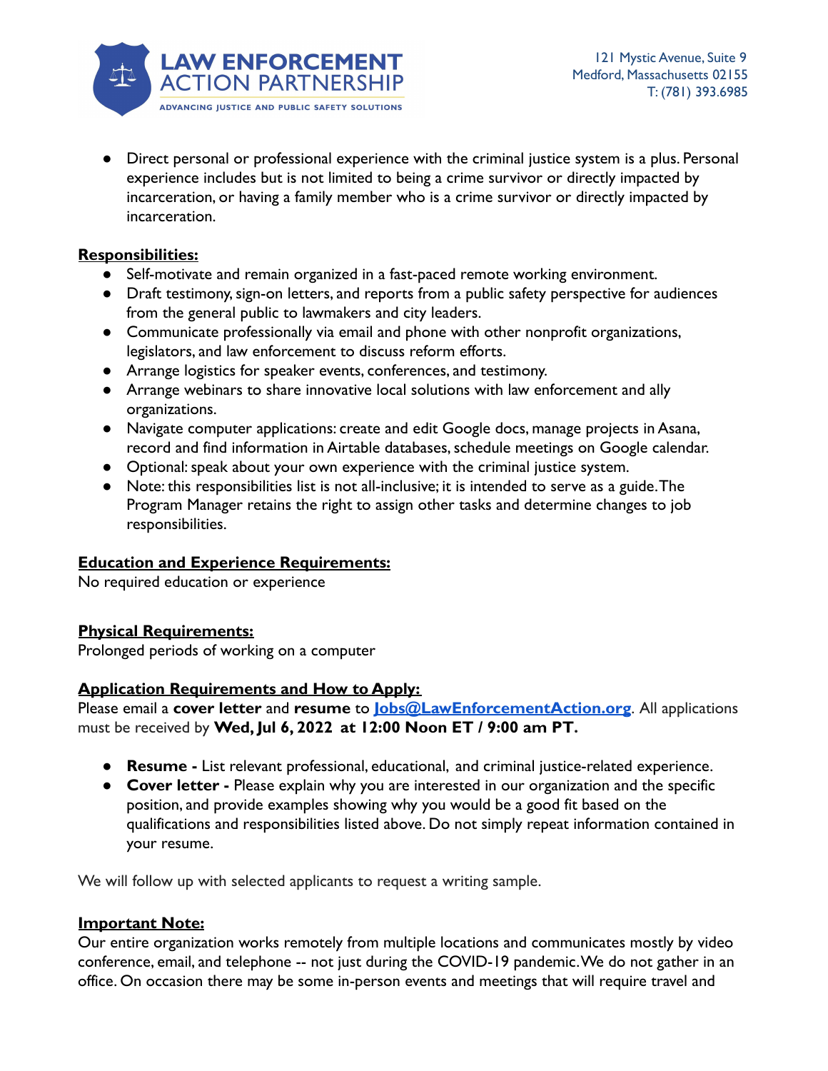- Direct personal or professional experience with the criminal justice system is a plus. Personal experience includes but is not limited to being a crime survivor or directly impacted by incarceration, or having a family member who is a crime survivor or directly impacted by incarceration.

**Responsibilities:**

- Self-motivate and remain organized in a fast-paced remote working environment.
- Draft testimony, sign-on letters, and reports from a public safety perspective for audiences from the general public to lawmakers and city leaders.
- Communicate professionally via email and phone with other nonprofit organizations, legislators, and law enforcement to discuss reform efforts.
- Arrange logistics for speaker events, conferences, and testimony.
- Arrange webinars to share innovative local solutions with law enforcement and ally organizations.
- Navigate computer applications: create and edit Google docs, manage projects in Asana, record and find information in Airtable databases, schedule meetings on Google calendar.
- Optional: speak about your own experience with the criminal justice system.
- Note: this responsibilities list is not all-inclusive; it is intended to serve as a guide. The Program Manager retains the right to assign other tasks and determine changes to job responsibilities.

**Education and Experience Requirements:**

No required education or experience

**Physical Requirements:**

Prolonged periods of working on a computer

**Application Requirements and How to Apply:**

Please email a **cover letter** and **resume** to **Jobs@LawEnforcementAction.org**. All applications must be received by **Wed, Jul 6, 2022 at 12:00 Noon ET / 9:00 am PT.**

- **Resume -** List relevant professional, educational, and criminal justice-related experience.
- **Cover letter -** Please explain why you are interested in our organization and the specific position, and provide examples showing why you would be a good fit based on the qualifications and responsibilities listed above. Do not simply repeat information contained in your resume.

We will follow up with selected applicants to request a writing sample.

**Important Note:**

Our entire organization works remotely from multiple locations and communicates mostly by video conference, email, and telephone -- not just during the COVID-19 pandemic. We do not gather in an office. On occasion there may be some in-person events and meetings that will require travel and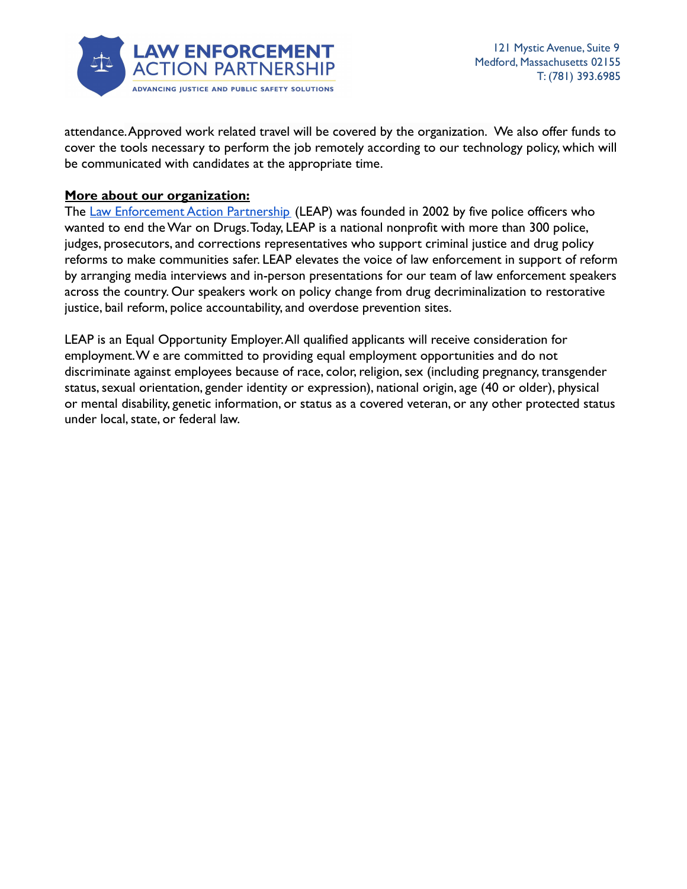attendance. Approved work related travel will be covered by the organization. We also offer funds to cover the tools necessary to perform the job remotely according to our technology policy, which will be communicated with candidates at the appropriate time.

**More about our organization:**

The [Law Enforcement Action Partnership](#) (LEAP) was founded in 2002 by five police officers who wanted to end the War on Drugs. Today, LEAP is a national nonprofit with more than 300 police, judges, prosecutors, and corrections representatives who support criminal justice and drug policy reforms to make communities safer. LEAP elevates the voice of law enforcement in support of reform by arranging media interviews and in-person presentations for our team of law enforcement speakers across the country. Our speakers work on policy change from drug decriminalization to restorative justice, bail reform, police accountability, and overdose prevention sites.

LEAP is an Equal Opportunity Employer. All qualified applicants will receive consideration for employment. We are committed to providing equal employment opportunities and do not discriminate against employees because of race, color, religion, sex (including pregnancy, transgender status, sexual orientation, gender identity or expression), national origin, age (40 or older), physical or mental disability, genetic information, or status as a covered veteran, or any other protected status under local, state, or federal law.